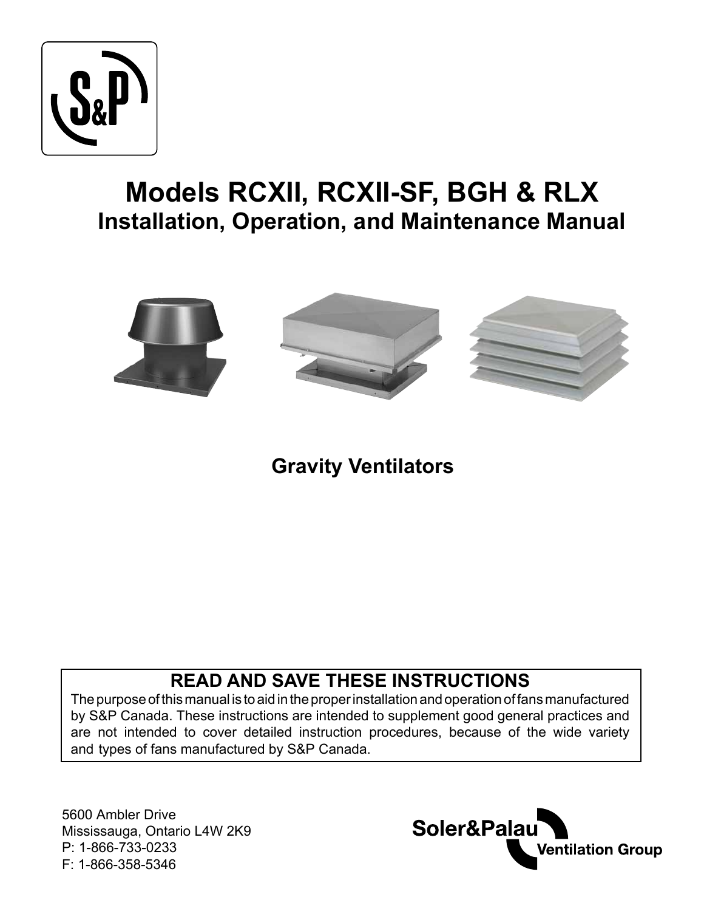# Models RCXII, RCXII-SF, BGH & RLX

## Installation, Operation, and Maintenance Manual

**Gravity Ventilators**

**READ AND SAVE THESE INSTRUCTIONS**

The purpose of this manual is to aid in the proper installation and operation of fans manufactured by S&P Canada. These instructions are intended to supplement good general practices and are not intended to cover detailed instruction procedures, because of the wide variety and types of fans manufactured by S&P Canada.

5600 Ambler Drive
Mississauga, Ontario L4W 2K9
P: 1-866-733-0233
F: 1-866-358-5346

Soler&Palau Ventilation Group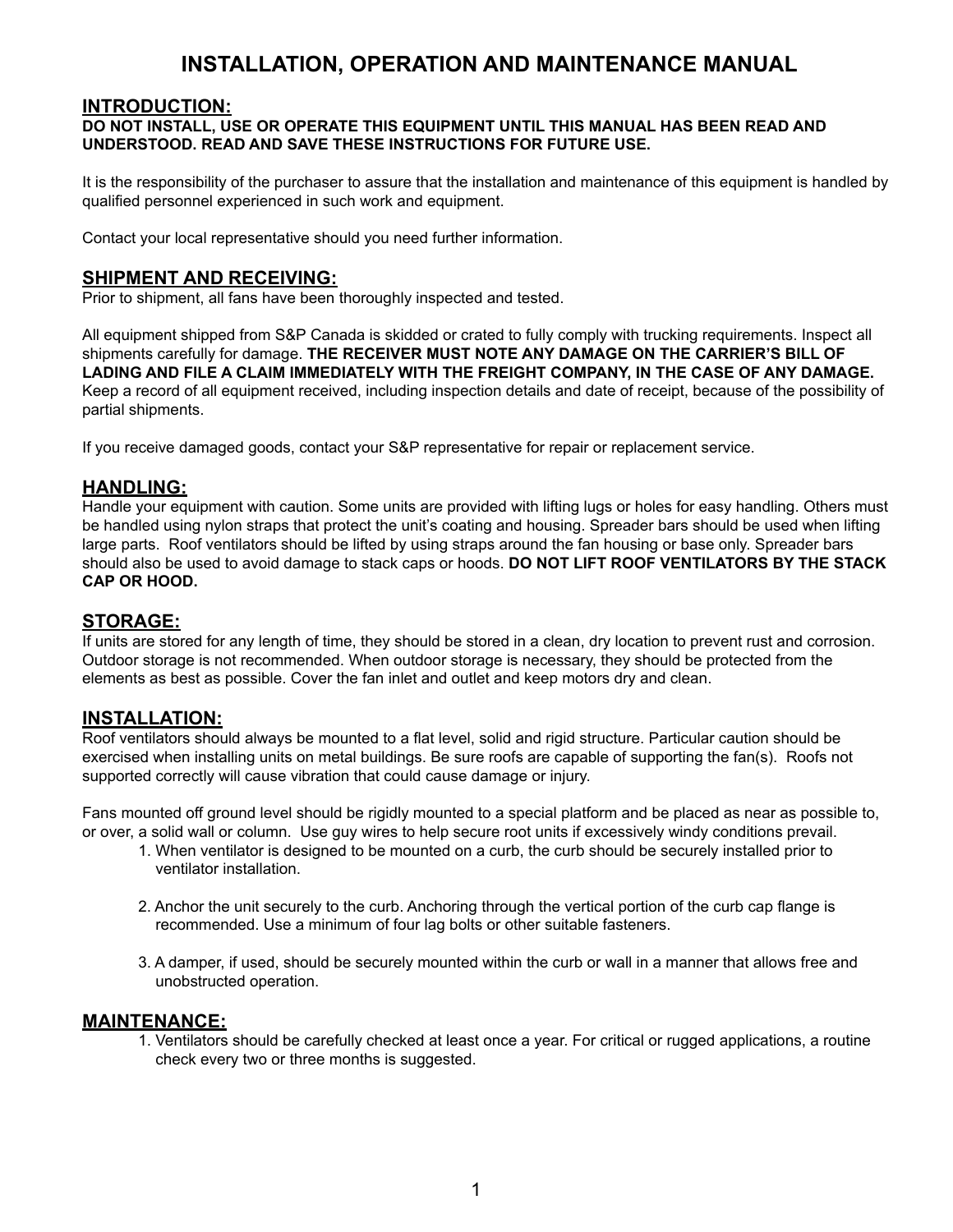# INSTALLATION, OPERATION AND MAINTENANCE MANUAL

## INTRODUCTION:

**DO NOT INSTALL, USE OR OPERATE THIS EQUIPMENT UNTIL THIS MANUAL HAS BEEN READ AND UNDERSTOOD. READ AND SAVE THESE INSTRUCTIONS FOR FUTURE USE.**

It is the responsibility of the purchaser to assure that the installation and maintenance of this equipment is handled by qualified personnel experienced in such work and equipment.

Contact your local representative should you need further information.

## SHIPMENT AND RECEIVING:

Prior to shipment, all fans have been thoroughly inspected and tested.

All equipment shipped from S&P Canada is skidded or crated to fully comply with trucking requirements. Inspect all shipments carefully for damage. **THE RECEIVER MUST NOTE ANY DAMAGE ON THE CARRIER'S BILL OF LADING AND FILE A CLAIM IMMEDIATELY WITH THE FREIGHT COMPANY, IN THE CASE OF ANY DAMAGE.** Keep a record of all equipment received, including inspection details and date of receipt, because of the possibility of partial shipments.

If you receive damaged goods, contact your S&P representative for repair or replacement service.

## HANDLING:

Handle your equipment with caution. Some units are provided with lifting lugs or holes for easy handling. Others must be handled using nylon straps that protect the unit's coating and housing. Spreader bars should be used when lifting large parts. Roof ventilators should be lifted by using straps around the fan housing or base only. Spreader bars should also be used to avoid damage to stack caps or hoods. **DO NOT LIFT ROOF VENTILATORS BY THE STACK CAP OR HOOD.**

## STORAGE:

If units are stored for any length of time, they should be stored in a clean, dry location to prevent rust and corrosion. Outdoor storage is not recommended. When outdoor storage is necessary, they should be protected from the elements as best as possible. Cover the fan inlet and outlet and keep motors dry and clean.

## INSTALLATION:

Roof ventilators should always be mounted to a flat level, solid and rigid structure. Particular caution should be exercised when installing units on metal buildings. Be sure roofs are capable of supporting the fan(s). Roofs not supported correctly will cause vibration that could cause damage or injury.

Fans mounted off ground level should be rigidly mounted to a special platform and be placed as near as possible to, or over, a solid wall or column. Use guy wires to help secure root units if excessively windy conditions prevail.

1. When ventilator is designed to be mounted on a curb, the curb should be securely installed prior to ventilator installation.

2. Anchor the unit securely to the curb. Anchoring through the vertical portion of the curb cap flange is recommended. Use a minimum of four lag bolts or other suitable fasteners.

3. A damper, if used, should be securely mounted within the curb or wall in a manner that allows free and unobstructed operation.

## MAINTENANCE:

1. Ventilators should be carefully checked at least once a year. For critical or rugged applications, a routine check every two or three months is suggested.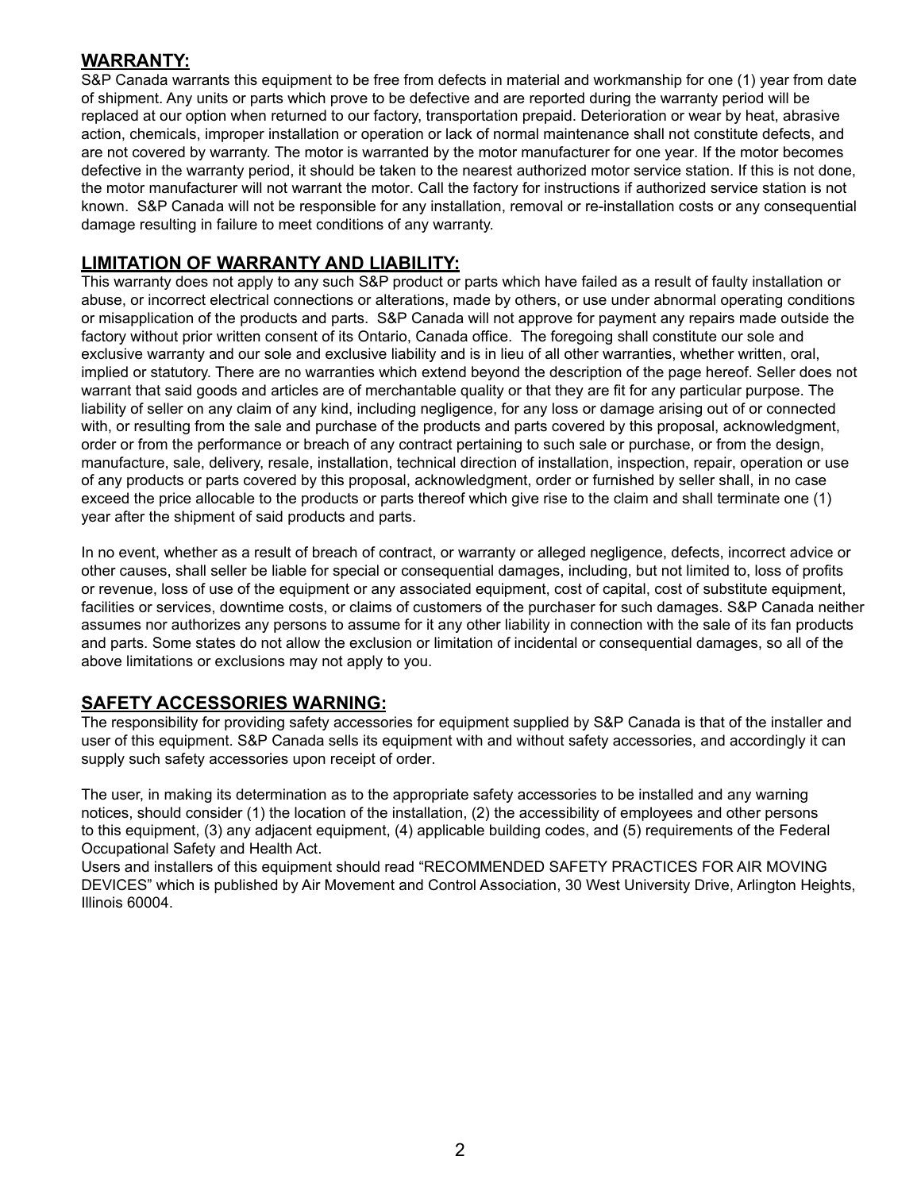## WARRANTY:

S&P Canada warrants this equipment to be free from defects in material and workmanship for one (1) year from date of shipment. Any units or parts which prove to be defective and are reported during the warranty period will be replaced at our option when returned to our factory, transportation prepaid. Deterioration or wear by heat, abrasive action, chemicals, improper installation or operation or lack of normal maintenance shall not constitute defects, and are not covered by warranty. The motor is warranted by the motor manufacturer for one year. If the motor becomes defective in the warranty period, it should be taken to the nearest authorized motor service station. If this is not done, the motor manufacturer will not warrant the motor. Call the factory for instructions if authorized service station is not known. S&P Canada will not be responsible for any installation, removal or re-installation costs or any consequential damage resulting in failure to meet conditions of any warranty.

## LIMITATION OF WARRANTY AND LIABILITY:

This warranty does not apply to any such S&P product or parts which have failed as a result of faulty installation or abuse, or incorrect electrical connections or alterations, made by others, or use under abnormal operating conditions or misapplication of the products and parts. S&P Canada will not approve for payment any repairs made outside the factory without prior written consent of its Ontario, Canada office. The foregoing shall constitute our sole and exclusive warranty and our sole and exclusive liability and is in lieu of all other warranties, whether written, oral, implied or statutory. There are no warranties which extend beyond the description of the page hereof. Seller does not warrant that said goods and articles are of merchantable quality or that they are fit for any particular purpose. The liability of seller on any claim of any kind, including negligence, for any loss or damage arising out of or connected with, or resulting from the sale and purchase of the products and parts covered by this proposal, acknowledgment, order or from the performance or breach of any contract pertaining to such sale or purchase, or from the design, manufacture, sale, delivery, resale, installation, technical direction of installation, inspection, repair, operation or use of any products or parts covered by this proposal, acknowledgment, order or furnished by seller shall, in no case exceed the price allocable to the products or parts thereof which give rise to the claim and shall terminate one (1) year after the shipment of said products and parts.

In no event, whether as a result of breach of contract, or warranty or alleged negligence, defects, incorrect advice or other causes, shall seller be liable for special or consequential damages, including, but not limited to, loss of profits or revenue, loss of use of the equipment or any associated equipment, cost of capital, cost of substitute equipment, facilities or services, downtime costs, or claims of customers of the purchaser for such damages. S&P Canada neither assumes nor authorizes any persons to assume for it any other liability in connection with the sale of its fan products and parts. Some states do not allow the exclusion or limitation of incidental or consequential damages, so all of the above limitations or exclusions may not apply to you.

## SAFETY ACCESSORIES WARNING:

The responsibility for providing safety accessories for equipment supplied by S&P Canada is that of the installer and user of this equipment. S&P Canada sells its equipment with and without safety accessories, and accordingly it can supply such safety accessories upon receipt of order.

The user, in making its determination as to the appropriate safety accessories to be installed and any warning notices, should consider (1) the location of the installation, (2) the accessibility of employees and other persons to this equipment, (3) any adjacent equipment, (4) applicable building codes, and (5) requirements of the Federal Occupational Safety and Health Act.

Users and installers of this equipment should read "RECOMMENDED SAFETY PRACTICES FOR AIR MOVING DEVICES" which is published by Air Movement and Control Association, 30 West University Drive, Arlington Heights, Illinois 60004.